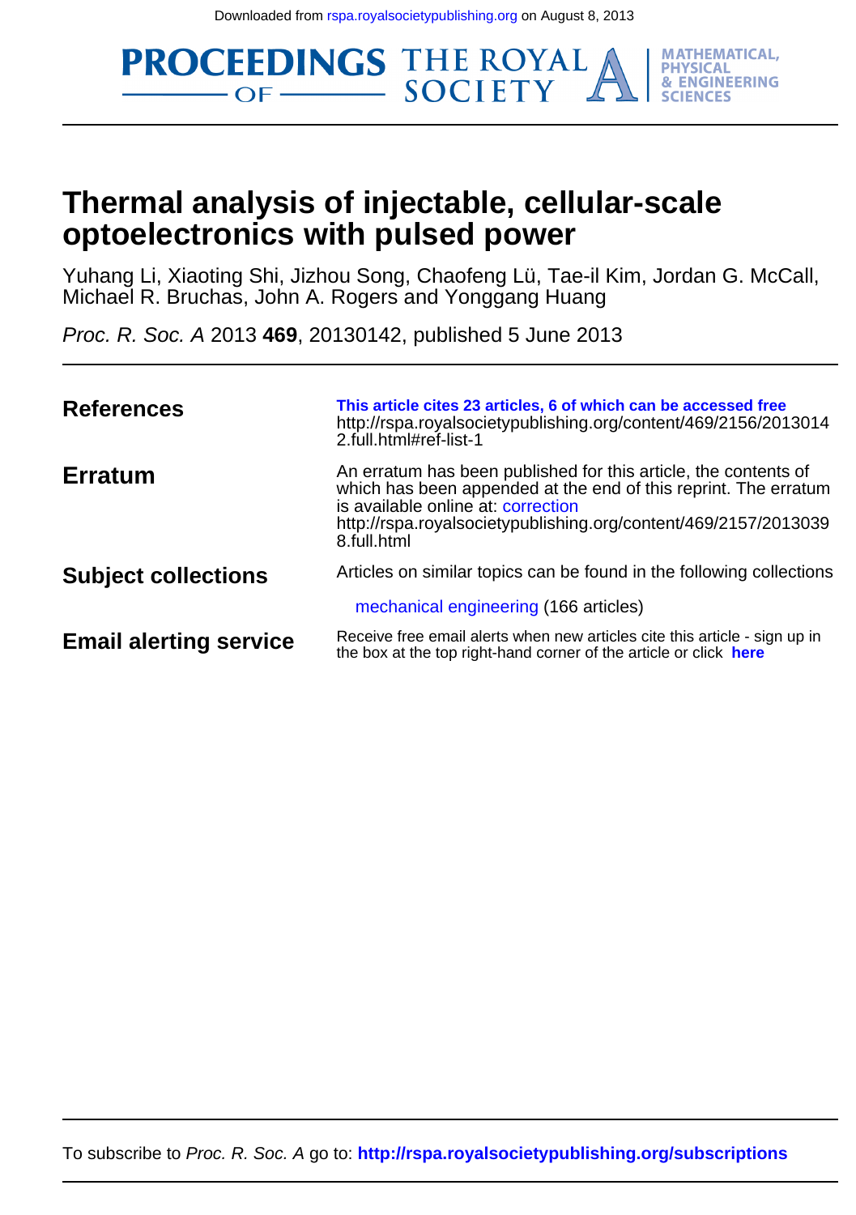Downloaded from rspa.royalsocietypublishing.org on August 8, 2023

PROCEEDINGS OF THE ROYAL SOCIETY A | MATHEMATICAL, PHYSICAL & ENGINEERING SCIENCES

# Thermal analysis of injectable, cellular-scale optoelectronics with pulsed power

Yuhang Li, Xiaoting Shi, Jizhou Song, Chaofeng Lü, Tae-il Kim, Jordan G. McCall, Michael R. Bruchas, John A. Rogers and Yonggang Huang

*Proc. R. Soc. A* 2013 **469**, 20130142, published 5 June 2013

**References**

**This article cites 23 articles, 6 of which can be accessed free**
http://rspa.royalsocietypublishing.org/content/469/2156/20130142.full.html#ref-list-1

**Erratum**

An erratum has been published for this article, the contents of which has been appended at the end of this reprint. The erratum is available online at: correction
http://rspa.royalsocietypublishing.org/content/469/2157/20130398.full.html

**Subject collections**

Articles on similar topics can be found in the following collections

mechanical engineering (166 articles)

**Email alerting service**

Receive free email alerts when new articles cite this article - sign up in the box at the top right-hand corner of the article or click **here**

To subscribe to *Proc. R. Soc. A* go to: **http://rspa.royalsocietypublishing.org/subscriptions**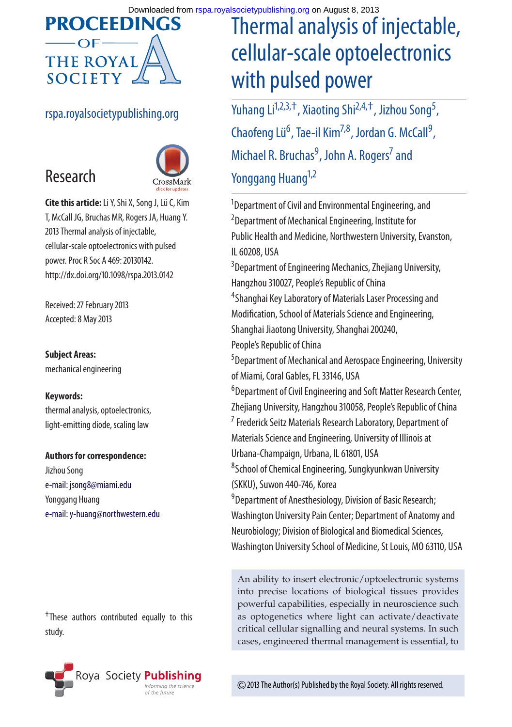Downloaded from rspa.royalsocietypublishing.org on August 8, 2013

# Thermal analysis of injectable, cellular-scale optoelectronics with pulsed power

Yuhang Li[1,2,3,†], Xiaoting Shi[2,4,†], Jizhou Song[5], Chaofeng Lü[6], Tae-il Kim[7,8], Jordan G. McCall[9], Michael R. Bruchas[9], John A. Rogers[7] and Yonggang Huang[1,2]

[1]Department of Civil and Environmental Engineering, and [2]Department of Mechanical Engineering, Institute for Public Health and Medicine, Northwestern University, Evanston, IL 60208, USA

[3]Department of Engineering Mechanics, Zhejiang University, Hangzhou 310027, People's Republic of China

[4]Shanghai Key Laboratory of Materials Laser Processing and Modification, School of Materials Science and Engineering, Shanghai Jiaotong University, Shanghai 200240, People's Republic of China

[5]Department of Mechanical and Aerospace Engineering, University of Miami, Coral Gables, FL 33146, USA

[6]Department of Civil Engineering and Soft Matter Research Center, Zhejiang University, Hangzhou 310058, People's Republic of China

[7] Frederick Seitz Materials Research Laboratory, Department of Materials Science and Engineering, University of Illinois at Urbana-Champaign, Urbana, IL 61801, USA

[8]School of Chemical Engineering, Sungkyunkwan University (SKKU), Suwon 440-746, Korea

[9]Department of Anesthesiology, Division of Basic Research; Washington University Pain Center; Department of Anatomy and Neurobiology; Division of Biological and Biomedical Sciences, Washington University School of Medicine, St Louis, MO 63110, USA

rspa.royalsocietypublishing.org

Research

**Cite this article:** Li Y, Shi X, Song J, Lü C, Kim T, McCall JG, Bruchas MR, Rogers JA, Huang Y. 2013 Thermal analysis of injectable, cellular-scale optoelectronics with pulsed power. Proc R Soc A 469: 20130142. http://dx.doi.org/10.1098/rspa.2013.0142

Received: 27 February 2013
Accepted: 8 May 2013

**Subject Areas:**
mechanical engineering

**Keywords:**
thermal analysis, optoelectronics, light-emitting diode, scaling law

**Authors for correspondence:**
Jizhou Song
e-mail: jsong8@miami.edu
Yonggang Huang
e-mail: y-huang@northwestern.edu

†These authors contributed equally to this study.

An ability to insert electronic/optoelectronic systems into precise locations of biological tissues provides powerful capabilities, especially in neuroscience such as optogenetics where light can activate/deactivate critical cellular signalling and neural systems. In such cases, engineered thermal management is essential, to

© 2013 The Author(s) Published by the Royal Society. All rights reserved.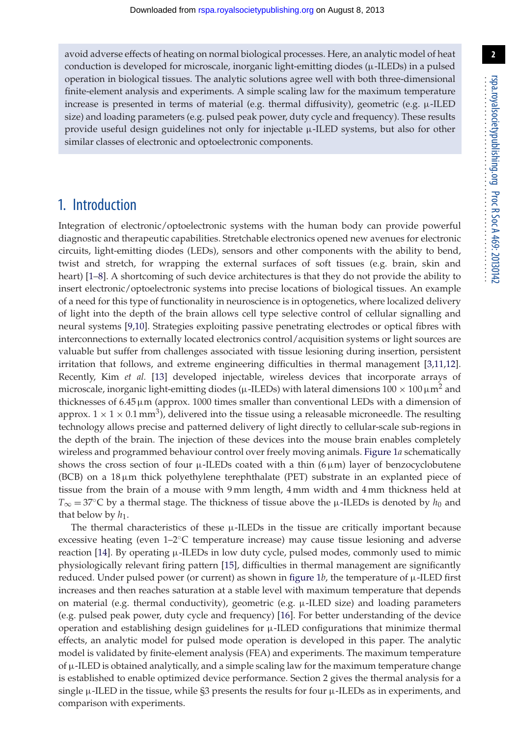avoid adverse effects of heating on normal biological processes. Here, an analytic model of heat conduction is developed for microscale, inorganic light-emitting diodes (μ-ILEDs) in a pulsed operation in biological tissues. The analytic solutions agree well with both three-dimensional finite-element analysis and experiments. A simple scaling law for the maximum temperature increase is presented in terms of material (e.g. thermal diffusivity), geometric (e.g. μ-ILED size) and loading parameters (e.g. pulsed peak power, duty cycle and frequency). These results provide useful design guidelines not only for injectable μ-ILED systems, but also for other similar classes of electronic and optoelectronic components.

## 1. Introduction

Integration of electronic/optoelectronic systems with the human body can provide powerful diagnostic and therapeutic capabilities. Stretchable electronics opened new avenues for electronic circuits, light-emitting diodes (LEDs), sensors and other components with the ability to bend, twist and stretch, for wrapping the external surfaces of soft tissues (e.g. brain, skin and heart) [1–8]. A shortcoming of such device architectures is that they do not provide the ability to insert electronic/optoelectronic systems into precise locations of biological tissues. An example of a need for this type of functionality in neuroscience is in optogenetics, where localized delivery of light into the depth of the brain allows cell type selective control of cellular signalling and neural systems [9,10]. Strategies exploiting passive penetrating electrodes or optical fibres with interconnections to externally located electronics control/acquisition systems or light sources are valuable but suffer from challenges associated with tissue lesioning during insertion, persistent irritation that follows, and extreme engineering difficulties in thermal management [3,11,12]. Recently, Kim *et al.* [13] developed injectable, wireless devices that incorporate arrays of microscale, inorganic light-emitting diodes (μ-ILEDs) with lateral dimensions $100 \times 100\,\mu\text{m}^2$ and thicknesses of 6.45 μm (approx. 1000 times smaller than conventional LEDs with a dimension of approx. $1 \times 1 \times 0.1\,\text{mm}^3$), delivered into the tissue using a releasable microneedle. The resulting technology allows precise and patterned delivery of light directly to cellular-scale sub-regions in the depth of the brain. The injection of these devices into the mouse brain enables completely wireless and programmed behaviour control over freely moving animals. Figure 1*a* schematically shows the cross section of four μ-ILEDs coated with a thin (6 μm) layer of benzocyclobutene (BCB) on a 18 μm thick polyethylene terephthalate (PET) substrate in an explanted piece of tissue from the brain of a mouse with 9 mm length, 4 mm width and 4 mm thickness held at $T_\infty = 37^\circ\text{C}$ by a thermal stage. The thickness of tissue above the μ-ILEDs is denoted by $h_0$ and that below by $h_1$.

The thermal characteristics of these μ-ILEDs in the tissue are critically important because excessive heating (even 1–2°C temperature increase) may cause tissue lesioning and adverse reaction [14]. By operating μ-ILEDs in low duty cycle, pulsed modes, commonly used to mimic physiologically relevant firing pattern [15], difficulties in thermal management are significantly reduced. Under pulsed power (or current) as shown in figure 1*b*, the temperature of μ-ILED first increases and then reaches saturation at a stable level with maximum temperature that depends on material (e.g. thermal conductivity), geometric (e.g. μ-ILED size) and loading parameters (e.g. pulsed peak power, duty cycle and frequency) [16]. For better understanding of the device operation and establishing design guidelines for μ-ILED configurations that minimize thermal effects, an analytic model for pulsed mode operation is developed in this paper. The analytic model is validated by finite-element analysis (FEA) and experiments. The maximum temperature of μ-ILED is obtained analytically, and a simple scaling law for the maximum temperature change is established to enable optimized device performance. Section 2 gives the thermal analysis for a single μ-ILED in the tissue, while §3 presents the results for four μ-ILEDs as in experiments, and comparison with experiments.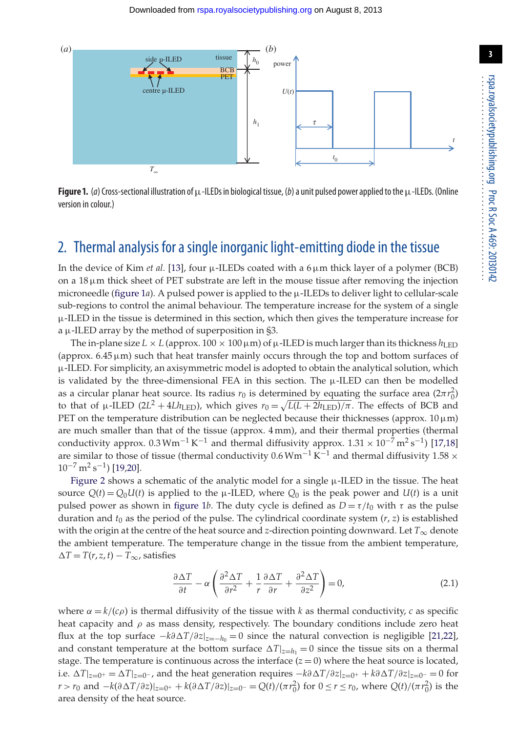**Figure 1.** (*a*) Cross-sectional illustration of μ-ILEDs in biological tissue, (*b*) a unit pulsed power applied to the μ-ILEDs. (Online version in colour.)

## 2. Thermal analysis for a single inorganic light-emitting diode in the tissue

In the device of Kim *et al.* [13], four μ-ILEDs coated with a 6 μm thick layer of a polymer (BCB) on a 18 μm thick sheet of PET substrate are left in the mouse tissue after removing the injection microneedle (figure 1*a*). A pulsed power is applied to the μ-ILEDs to deliver light to cellular-scale sub-regions to control the animal behaviour. The temperature increase for the system of a single μ-ILED in the tissue is determined in this section, which then gives the temperature increase for a μ-ILED array by the method of superposition in §3.

The in-plane size $L \times L$ (approx. $100 \times 100\,\mu\text{m}$) of μ-ILED is much larger than its thickness $h_{\text{LED}}$ (approx. 6.45 μm) such that heat transfer mainly occurs through the top and bottom surfaces of μ-ILED. For simplicity, an axisymmetric model is adopted to obtain the analytical solution, which is validated by the three-dimensional FEA in this section. The μ-ILED can then be modelled as a circular planar heat source. Its radius $r_0$ is determined by equating the surface area $(2\pi r_0^2)$ to that of μ-ILED $(2L^2 + 4Lh_{\text{LED}})$, which gives $r_0 = \sqrt{L(L + 2h_{\text{LED}})/\pi}$. The effects of BCB and PET on the temperature distribution can be neglected because their thicknesses (approx. 10 μm) are much smaller than that of the tissue (approx. 4 mm), and their thermal properties (thermal conductivity approx. $0.3\,\text{W}\,\text{m}^{-1}\,\text{K}^{-1}$ and thermal diffusivity approx. $1.31 \times 10^{-7}\,\text{m}^2\,\text{s}^{-1}$) [17,18] are similar to those of tissue (thermal conductivity $0.6\,\text{W}\,\text{m}^{-1}\,\text{K}^{-1}$ and thermal diffusivity $1.58 \times 10^{-7}\,\text{m}^2\,\text{s}^{-1}$) [19,20].

Figure 2 shows a schematic of the analytic model for a single μ-ILED in the tissue. The heat source $Q(t) = Q_0 U(t)$ is applied to the μ-ILED, where $Q_0$ is the peak power and $U(t)$ is a unit pulsed power as shown in figure 1*b*. The duty cycle is defined as $D = \tau/t_0$ with $\tau$ as the pulse duration and $t_0$ as the period of the pulse. The cylindrical coordinate system $(r, z)$ is established with the origin at the centre of the heat source and $z$-direction pointing downward. Let $T_\infty$ denote the ambient temperature. The temperature change in the tissue from the ambient temperature, $\Delta T = T(r, z, t) - T_\infty$, satisfies

$$\frac{\partial \Delta T}{\partial t} - \alpha \left( \frac{\partial^2 \Delta T}{\partial r^2} + \frac{1}{r}\frac{\partial \Delta T}{\partial r} + \frac{\partial^2 \Delta T}{\partial z^2} \right) = 0, \tag{2.1}$$

where $\alpha = k/(c\rho)$ is thermal diffusivity of the tissue with $k$ as thermal conductivity, $c$ as specific heat capacity and $\rho$ as mass density, respectively. The boundary conditions include zero heat flux at the top surface $-k\partial\Delta T/\partial z|_{z=-h_0} = 0$ since the natural convection is negligible [21,22], and constant temperature at the bottom surface $\Delta T|_{z=h_1} = 0$ since the tissue sits on a thermal stage. The temperature is continuous across the interface $(z = 0)$ where the heat source is located, i.e. $\Delta T|_{z=0^+} = \Delta T|_{z=0^-}$, and the heat generation requires $-k\partial\Delta T/\partial z|_{z=0^+} + k\partial\Delta T/\partial z|_{z=0^-} = 0$ for $r > r_0$ and $-k(\partial\Delta T/\partial z)|_{z=0^+} + k(\partial\Delta T/\partial z)|_{z=0^-} = Q(t)/(\pi r_0^2)$ for $0 \le r \le r_0$, where $Q(t)/(\pi r_0^2)$ is the area density of the heat source.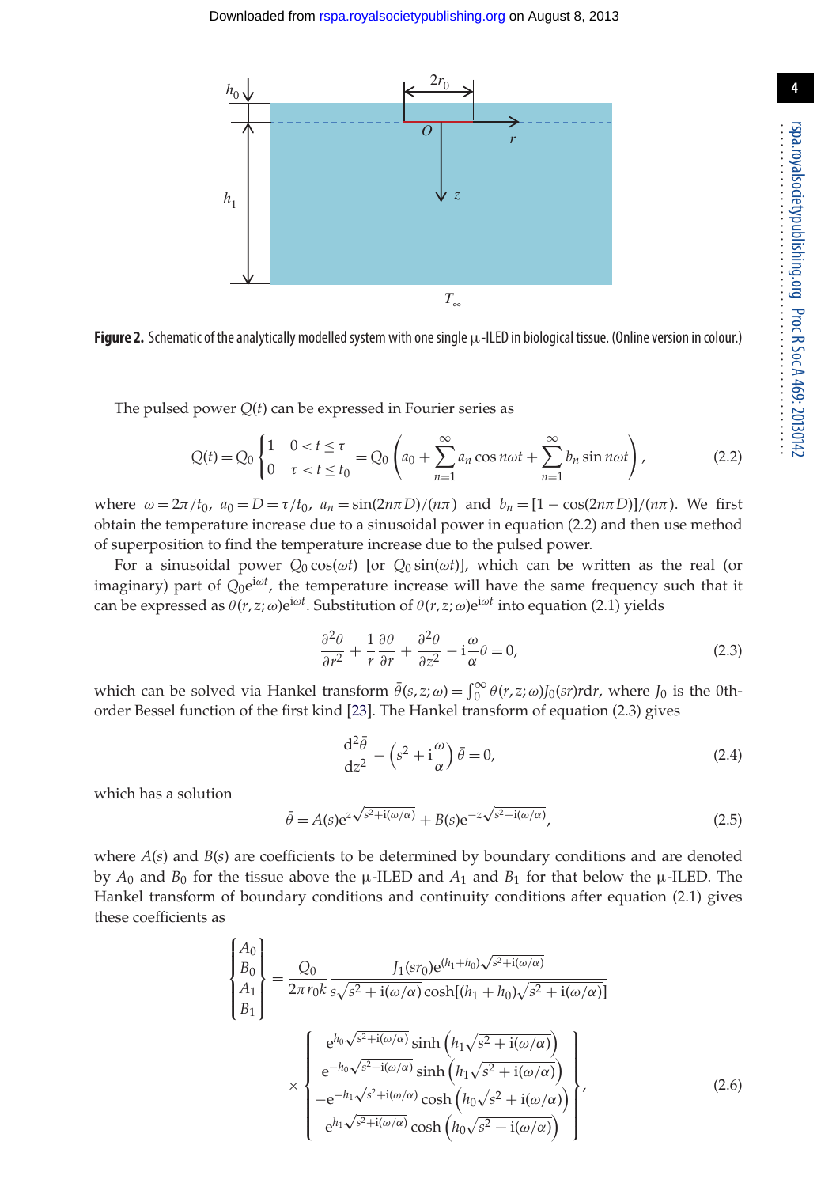**Figure 2.** Schematic of the analytically modelled system with one single μ-ILED in biological tissue. (Online version in colour.)

The pulsed power $Q(t)$ can be expressed in Fourier series as

$$Q(t) = Q_0 \begin{cases} 1 & 0 < t \le \tau \\ 0 & \tau < t \le t_0 \end{cases} = Q_0 \left( a_0 + \sum_{n=1}^{\infty} a_n \cos n\omega t + \sum_{n=1}^{\infty} b_n \sin n\omega t \right), \tag{2.2}$$

where $\omega = 2\pi/t_0$, $a_0 = D = \tau/t_0$, $a_n = \sin(2n\pi D)/(n\pi)$ and $b_n = [1 - \cos(2n\pi D)]/(n\pi)$. We first obtain the temperature increase due to a sinusoidal power in equation (2.2) and then use method of superposition to find the temperature increase due to the pulsed power.

For a sinusoidal power $Q_0 \cos(\omega t)$ [or $Q_0 \sin(\omega t)$], which can be written as the real (or imaginary) part of $Q_0 e^{i\omega t}$, the temperature increase will have the same frequency such that it can be expressed as $\theta(r, z; \omega) e^{i\omega t}$. Substitution of $\theta(r, z; \omega) e^{i\omega t}$ into equation (2.1) yields

$$\frac{\partial^2 \theta}{\partial r^2} + \frac{1}{r}\frac{\partial \theta}{\partial r} + \frac{\partial^2 \theta}{\partial z^2} - i\frac{\omega}{\alpha}\theta = 0, \tag{2.3}$$

which can be solved via Hankel transform $\bar{\theta}(s, z; \omega) = \int_0^\infty \theta(r, z; \omega) J_0(sr) r \, dr$, where $J_0$ is the 0th-order Bessel function of the first kind [23]. The Hankel transform of equation (2.3) gives

$$\frac{d^2 \bar{\theta}}{dz^2} - \left(s^2 + i\frac{\omega}{\alpha}\right)\bar{\theta} = 0, \tag{2.4}$$

which has a solution

$$\bar{\theta} = A(s) e^{z\sqrt{s^2 + i(\omega/\alpha)}} + B(s) e^{-z\sqrt{s^2 + i(\omega/\alpha)}}, \tag{2.5}$$

where $A(s)$ and $B(s)$ are coefficients to be determined by boundary conditions and are denoted by $A_0$ and $B_0$ for the tissue above the μ-ILED and $A_1$ and $B_1$ for that below the μ-ILED. The Hankel transform of boundary conditions and continuity conditions after equation (2.1) gives these coefficients as

$$\begin{Bmatrix} A_0 \\ B_0 \\ A_1 \\ B_1 \end{Bmatrix} = \frac{Q_0}{2\pi r_0 k} \frac{J_1(s r_0) e^{(h_1 + h_0)\sqrt{s^2 + i(\omega/\alpha)}}}{s\sqrt{s^2 + i(\omega/\alpha)} \cosh[(h_1 + h_0)\sqrt{s^2 + i(\omega/\alpha)}]} \times \begin{Bmatrix} e^{h_0\sqrt{s^2 + i(\omega/\alpha)}} \sinh\left(h_1\sqrt{s^2 + i(\omega/\alpha)}\right) \\ e^{-h_0\sqrt{s^2 + i(\omega/\alpha)}} \sinh\left(h_1\sqrt{s^2 + i(\omega/\alpha)}\right) \\ -e^{-h_1\sqrt{s^2 + i(\omega/\alpha)}} \cosh\left(h_0\sqrt{s^2 + i(\omega/\alpha)}\right) \\ e^{h_1\sqrt{s^2 + i(\omega/\alpha)}} \cosh\left(h_0\sqrt{s^2 + i(\omega/\alpha)}\right) \end{Bmatrix}, \tag{2.6}$$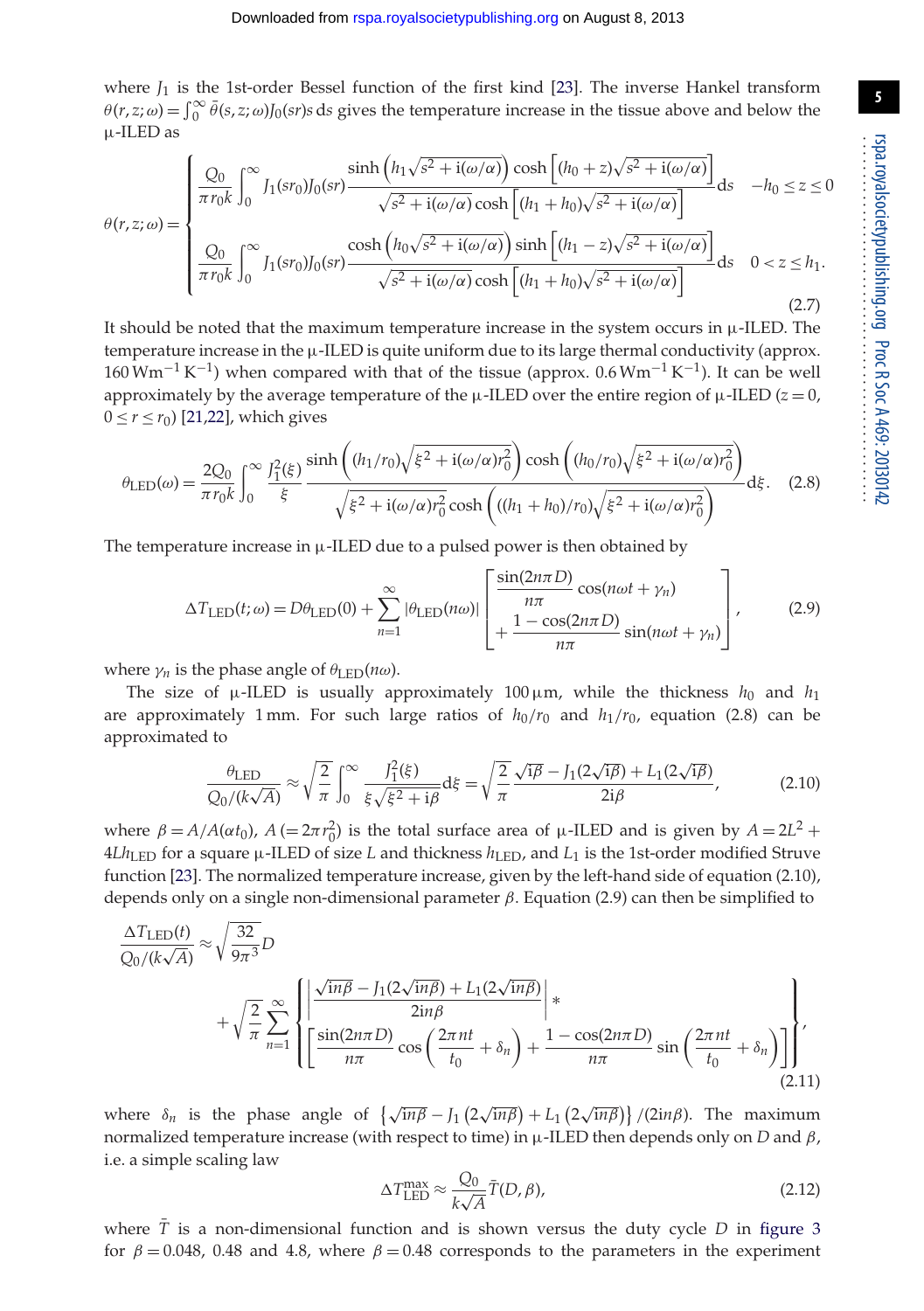where $J_1$ is the 1st-order Bessel function of the first kind [23]. The inverse Hankel transform $\theta(r,z;\omega) = \int_0^\infty \bar{\theta}(s,z;\omega) J_0(sr) s \, ds$ gives the temperature increase in the tissue above and below the μ-ILED as

$$\theta(r,z;\omega) = \begin{cases} \dfrac{Q_0}{\pi r_0 k} \displaystyle\int_0^\infty J_1(sr_0) J_0(sr) \dfrac{\sinh\left(h_1\sqrt{s^2 + \mathrm{i}(\omega/\alpha)}\right) \cosh\left[(h_0 + z)\sqrt{s^2 + \mathrm{i}(\omega/\alpha)}\right]}{\sqrt{s^2 + \mathrm{i}(\omega/\alpha)} \cosh\left[(h_1 + h_0)\sqrt{s^2 + \mathrm{i}(\omega/\alpha)}\right]} \mathrm{d}s & -h_0 \le z \le 0 \\[2ex] \dfrac{Q_0}{\pi r_0 k} \displaystyle\int_0^\infty J_1(sr_0) J_0(sr) \dfrac{\cosh\left(h_0\sqrt{s^2 + \mathrm{i}(\omega/\alpha)}\right) \sinh\left[(h_1 - z)\sqrt{s^2 + \mathrm{i}(\omega/\alpha)}\right]}{\sqrt{s^2 + \mathrm{i}(\omega/\alpha)} \cosh\left[(h_1 + h_0)\sqrt{s^2 + \mathrm{i}(\omega/\alpha)}\right]} \mathrm{d}s & 0 < z \le h_1. \end{cases} \tag{2.7}$$

It should be noted that the maximum temperature increase in the system occurs in μ-ILED. The temperature increase in the μ-ILED is quite uniform due to its large thermal conductivity (approx. $160\,\mathrm{W\,m^{-1}\,K^{-1}}$) when compared with that of the tissue (approx. $0.6\,\mathrm{W\,m^{-1}\,K^{-1}}$). It can be well approximately by the average temperature of the μ-ILED over the entire region of μ-ILED ($z = 0$, $0 \le r \le r_0$) [21,22], which gives

$$\theta_{\mathrm{LED}}(\omega) = \frac{2Q_0}{\pi r_0 k} \int_0^\infty \frac{J_1^2(\xi)}{\xi} \frac{\sinh\left((h_1/r_0)\sqrt{\xi^2 + \mathrm{i}(\omega/\alpha) r_0^2}\right) \cosh\left((h_0/r_0)\sqrt{\xi^2 + \mathrm{i}(\omega/\alpha) r_0^2}\right)}{\sqrt{\xi^2 + \mathrm{i}(\omega/\alpha) r_0^2} \cosh\left(((h_1 + h_0)/r_0)\sqrt{\xi^2 + \mathrm{i}(\omega/\alpha) r_0^2}\right)} \mathrm{d}\xi. \tag{2.8}$$

The temperature increase in μ-ILED due to a pulsed power is then obtained by

$$\Delta T_{\mathrm{LED}}(t;\omega) = D\theta_{\mathrm{LED}}(0) + \sum_{n=1}^\infty |\theta_{\mathrm{LED}}(n\omega)| \left[ \begin{array}{l} \dfrac{\sin(2n\pi D)}{n\pi} \cos(n\omega t + \gamma_n) \\ + \dfrac{1 - \cos(2n\pi D)}{n\pi} \sin(n\omega t + \gamma_n) \end{array} \right], \tag{2.9}$$

where $\gamma_n$ is the phase angle of $\theta_{\mathrm{LED}}(n\omega)$.

The size of μ-ILED is usually approximately $100\,\mu\mathrm{m}$, while the thickness $h_0$ and $h_1$ are approximately 1 mm. For such large ratios of $h_0/r_0$ and $h_1/r_0$, equation (2.8) can be approximated to

$$\frac{\theta_{\mathrm{LED}}}{Q_0/(k\sqrt{A})} \approx \sqrt{\frac{2}{\pi}} \int_0^\infty \frac{J_1^2(\xi)}{\xi\sqrt{\xi^2 + \mathrm{i}\beta}} \mathrm{d}\xi = \sqrt{\frac{2}{\pi}} \frac{\sqrt{\mathrm{i}\beta} - J_1(2\sqrt{\mathrm{i}\beta}) + L_1(2\sqrt{\mathrm{i}\beta})}{2\mathrm{i}\beta}, \tag{2.10}$$

where $\beta = A/A(\alpha t_0)$, $A\ (= 2\pi r_0^2)$ is the total surface area of μ-ILED and is given by $A = 2L^2 + 4Lh_{\mathrm{LED}}$ for a square μ-ILED of size $L$ and thickness $h_{\mathrm{LED}}$, and $L_1$ is the 1st-order modified Struve function [23]. The normalized temperature increase, given by the left-hand side of equation (2.10), depends only on a single non-dimensional parameter $\beta$. Equation (2.9) can then be simplified to

$$\frac{\Delta T_{\mathrm{LED}}(t)}{Q_0/(k\sqrt{A})} \approx \sqrt{\frac{32}{9\pi^3}} D + \sqrt{\frac{2}{\pi}} \sum_{n=1}^\infty \left\{ \left| \frac{\sqrt{\mathrm{i}n\beta} - J_1(2\sqrt{\mathrm{i}n\beta}) + L_1(2\sqrt{\mathrm{i}n\beta})}{2\mathrm{i}n\beta} \right| * \left[ \frac{\sin(2n\pi D)}{n\pi} \cos\left(\frac{2\pi n t}{t_0} + \delta_n\right) + \frac{1 - \cos(2n\pi D)}{n\pi} \sin\left(\frac{2\pi n t}{t_0} + \delta_n\right) \right] \right\}, \tag{2.11}$$

where $\delta_n$ is the phase angle of $\left\{\sqrt{\mathrm{i}n\beta} - J_1\left(2\sqrt{\mathrm{i}n\beta}\right) + L_1\left(2\sqrt{\mathrm{i}n\beta}\right)\right\}/(2\mathrm{i}n\beta)$. The maximum normalized temperature increase (with respect to time) in μ-ILED then depends only on $D$ and $\beta$, i.e. a simple scaling law

$$\Delta T_{\mathrm{LED}}^{\max} \approx \frac{Q_0}{k\sqrt{A}} \bar{T}(D, \beta), \tag{2.12}$$

where $\bar{T}$ is a non-dimensional function and is shown versus the duty cycle $D$ in figure 3 for $\beta = 0.048$, 0.48 and 4.8, where $\beta = 0.48$ corresponds to the parameters in the experiment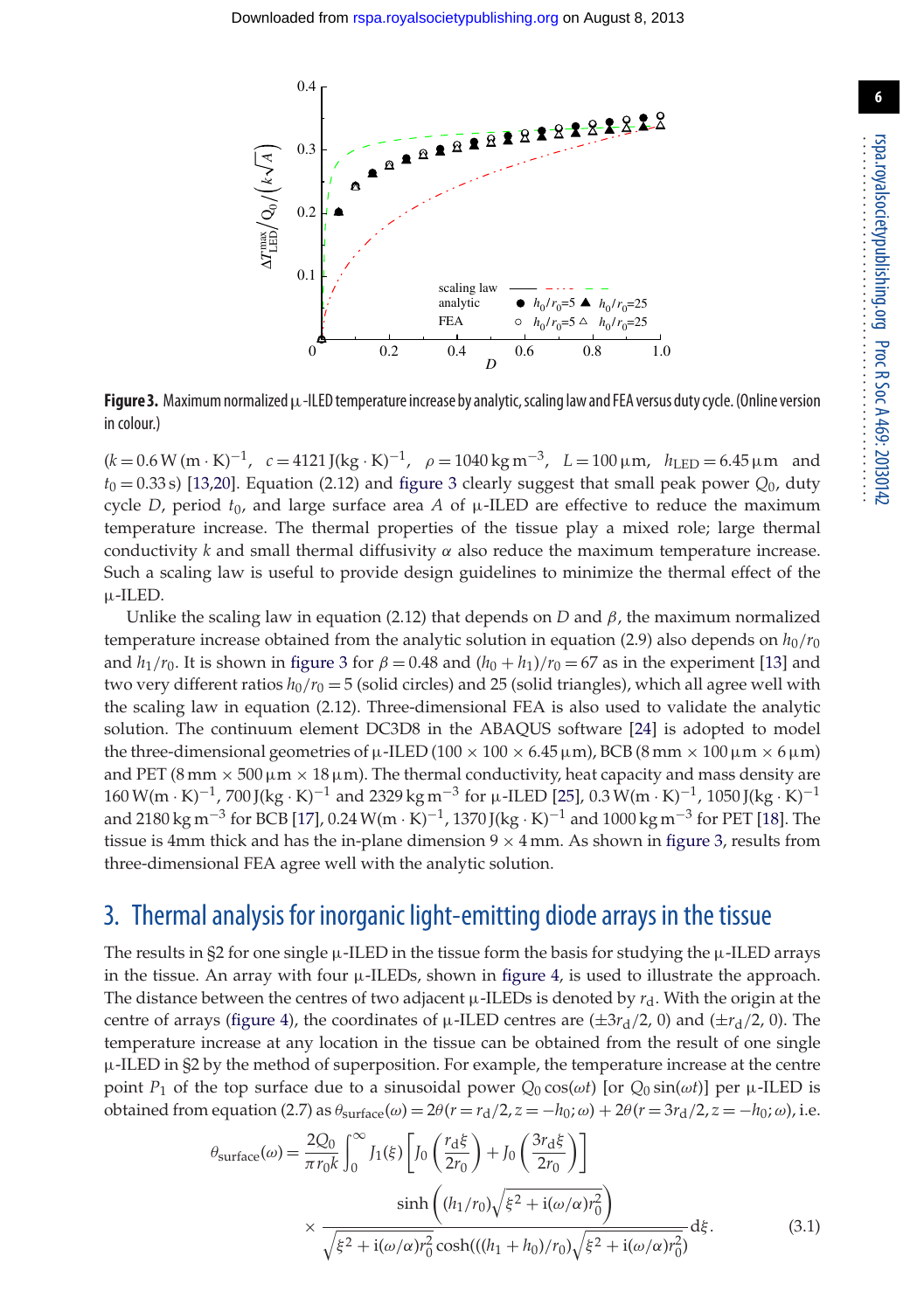**Figure 3.** Maximum normalized μ-ILED temperature increase by analytic, scaling law and FEA versus duty cycle. (Online version in colour.)

($k = 0.6\,\mathrm{W\,(m\cdot K)^{-1}}$, $c = 4121\,\mathrm{J\,(kg\cdot K)^{-1}}$, $\rho = 1040\,\mathrm{kg\,m^{-3}}$, $L = 100\,\mu\mathrm{m}$, $h_{\mathrm{LED}} = 6.45\,\mu\mathrm{m}$ and $t_0 = 0.33\,\mathrm{s}$) [13,20]. Equation (2.12) and figure 3 clearly suggest that small peak power $Q_0$, duty cycle $D$, period $t_0$, and large surface area $A$ of μ-ILED are effective to reduce the maximum temperature increase. The thermal properties of the tissue play a mixed role; large thermal conductivity $k$ and small thermal diffusivity $\alpha$ also reduce the maximum temperature increase. Such a scaling law is useful to provide design guidelines to minimize the thermal effect of the μ-ILED.

Unlike the scaling law in equation (2.12) that depends on $D$ and $\beta$, the maximum normalized temperature increase obtained from the analytic solution in equation (2.9) also depends on $h_0/r_0$ and $h_1/r_0$. It is shown in figure 3 for $\beta = 0.48$ and $(h_0 + h_1)/r_0 = 67$ as in the experiment [13] and two very different ratios $h_0/r_0 = 5$ (solid circles) and 25 (solid triangles), which all agree well with the scaling law in equation (2.12). Three-dimensional FEA is also used to validate the analytic solution. The continuum element DC3D8 in the ABAQUS software [24] is adopted to model the three-dimensional geometries of μ-ILED ($100 \times 100 \times 6.45\,\mu\mathrm{m}$), BCB ($8\,\mathrm{mm} \times 100\,\mu\mathrm{m} \times 6\,\mu\mathrm{m}$) and PET ($8\,\mathrm{mm} \times 500\,\mu\mathrm{m} \times 18\,\mu\mathrm{m}$). The thermal conductivity, heat capacity and mass density are $160\,\mathrm{W(m\cdot K)^{-1}}$, $700\,\mathrm{J(kg\cdot K)^{-1}}$ and $2329\,\mathrm{kg\,m^{-3}}$ for μ-ILED [25], $0.3\,\mathrm{W(m\cdot K)^{-1}}$, $1050\,\mathrm{J(kg\cdot K)^{-1}}$ and $2180\,\mathrm{kg\,m^{-3}}$ for BCB [17], $0.24\,\mathrm{W(m\cdot K)^{-1}}$, $1370\,\mathrm{J(kg\cdot K)^{-1}}$ and $1000\,\mathrm{kg\,m^{-3}}$ for PET [18]. The tissue is 4mm thick and has the in-plane dimension $9 \times 4\,\mathrm{mm}$. As shown in figure 3, results from three-dimensional FEA agree well with the analytic solution.

## 3. Thermal analysis for inorganic light-emitting diode arrays in the tissue

The results in §2 for one single μ-ILED in the tissue form the basis for studying the μ-ILED arrays in the tissue. An array with four μ-ILEDs, shown in figure 4, is used to illustrate the approach. The distance between the centres of two adjacent μ-ILEDs is denoted by $r_{\mathrm{d}}$. With the origin at the centre of arrays (figure 4), the coordinates of μ-ILED centres are $(\pm 3r_{\mathrm{d}}/2, 0)$ and $(\pm r_{\mathrm{d}}/2, 0)$. The temperature increase at any location in the tissue can be obtained from the result of one single μ-ILED in §2 by the method of superposition. For example, the temperature increase at the centre point $P_1$ of the top surface due to a sinusoidal power $Q_0\cos(\omega t)$ [or $Q_0\sin(\omega t)$] per μ-ILED is obtained from equation (2.7) as $\theta_{\mathrm{surface}}(\omega) = 2\theta(r = r_{\mathrm{d}}/2, z = -h_0; \omega) + 2\theta(r = 3r_{\mathrm{d}}/2, z = -h_0; \omega)$, i.e.

$$\theta_{\mathrm{surface}}(\omega) = \frac{2Q_0}{\pi r_0 k}\int_0^\infty J_1(\xi)\left[J_0\left(\frac{r_{\mathrm{d}}\xi}{2r_0}\right) + J_0\left(\frac{3r_{\mathrm{d}}\xi}{2r_0}\right)\right] \times \frac{\sinh\left((h_1/r_0)\sqrt{\xi^2 + \mathrm{i}(\omega/\alpha)r_0^2}\right)}{\sqrt{\xi^2 + \mathrm{i}(\omega/\alpha)r_0^2}\cosh(((h_1+h_0)/r_0)\sqrt{\xi^2 + \mathrm{i}(\omega/\alpha)r_0^2})}\mathrm{d}\xi. \tag{3.1}$$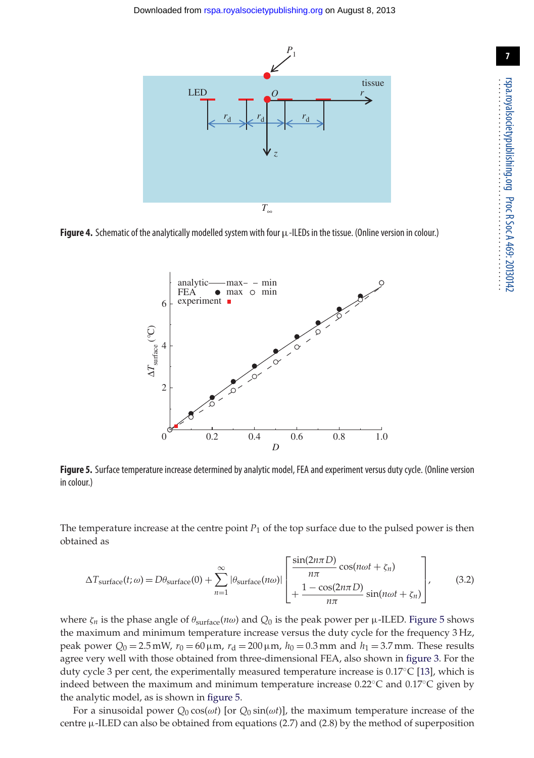**Figure 4.** Schematic of the analytically modelled system with four μ-ILEDs in the tissue. (Online version in colour.)

**Figure 5.** Surface temperature increase determined by analytic model, FEA and experiment versus duty cycle. (Online version in colour.)

The temperature increase at the centre point $P_1$ of the top surface due to the pulsed power is then obtained as

$$\Delta T_{\text{surface}}(t;\omega) = D\theta_{\text{surface}}(0) + \sum_{n=1}^{\infty} |\theta_{\text{surface}}(n\omega)| \left[ \begin{array}{l} \dfrac{\sin(2n\pi D)}{n\pi}\cos(n\omega t + \zeta_n) \\ + \dfrac{1-\cos(2n\pi D)}{n\pi}\sin(n\omega t + \zeta_n) \end{array} \right], \tag{3.2}$$

where $\zeta_n$ is the phase angle of $\theta_{\text{surface}}(n\omega)$ and $Q_0$ is the peak power per μ-ILED. Figure 5 shows the maximum and minimum temperature increase versus the duty cycle for the frequency 3 Hz, peak power $Q_0 = 2.5\,\text{mW}$, $r_0 = 60\,\mu\text{m}$, $r_d = 200\,\mu\text{m}$, $h_0 = 0.3\,\text{mm}$ and $h_1 = 3.7\,\text{mm}$. These results agree very well with those obtained from three-dimensional FEA, also shown in figure 3. For the duty cycle 3 per cent, the experimentally measured temperature increase is 0.17°C [13], which is indeed between the maximum and minimum temperature increase 0.22°C and 0.17°C given by the analytic model, as is shown in figure 5.

For a sinusoidal power $Q_0\cos(\omega t)$ [or $Q_0\sin(\omega t)$], the maximum temperature increase of the centre μ-ILED can also be obtained from equations (2.7) and (2.8) by the method of superposition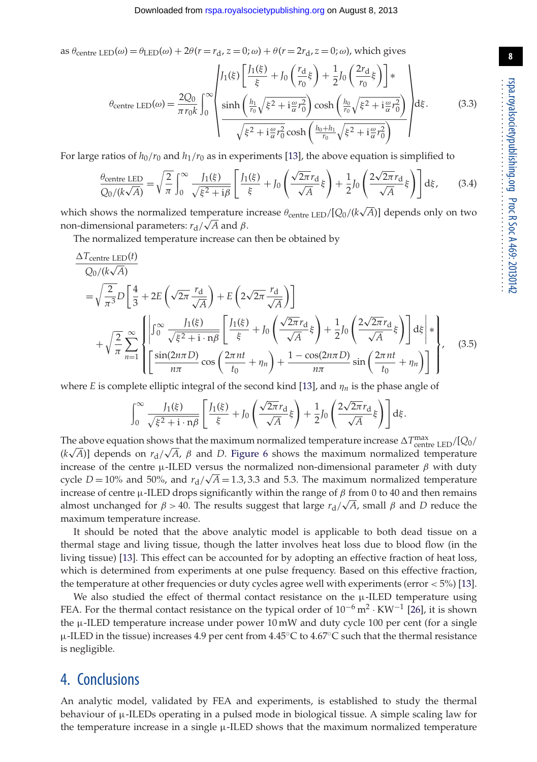as $\theta_{\text{centre LED}}(\omega) = \theta_{\text{LED}}(\omega) + 2\theta(r = r_d, z = 0; \omega) + \theta(r = 2r_d, z = 0; \omega)$, which gives

$$\theta_{\text{centre LED}}(\omega) = \frac{2Q_0}{\pi r_0 k}\int_0^\infty \left( \begin{array}{c} J_1(\xi)\left[\dfrac{J_1(\xi)}{\xi} + J_0\left(\dfrac{r_d}{r_0}\xi\right) + \dfrac{1}{2}J_0\left(\dfrac{2r_d}{r_0}\xi\right)\right] * \\ \dfrac{\sinh\left(\frac{h_1}{r_0}\sqrt{\xi^2 + i\frac{\omega}{\alpha}r_0^2}\right)\cosh\left(\frac{h_0}{r_0}\sqrt{\xi^2 + i\frac{\omega}{\alpha}r_0^2}\right)}{\sqrt{\xi^2 + i\frac{\omega}{\alpha}r_0^2}\cosh\left(\frac{h_0+h_1}{r_0}\sqrt{\xi^2 + i\frac{\omega}{\alpha}r_0^2}\right)} \end{array} \right) d\xi. \tag{3.3}$$

For large ratios of $h_0/r_0$ and $h_1/r_0$ as in experiments [13], the above equation is simplified to

$$\frac{\theta_{\text{centre LED}}}{Q_0/(k\sqrt{A})} = \sqrt{\frac{2}{\pi}}\int_0^\infty \frac{J_1(\xi)}{\sqrt{\xi^2 + i\beta}}\left[\frac{J_1(\xi)}{\xi} + J_0\left(\frac{\sqrt{2\pi}r_d}{\sqrt{A}}\xi\right) + \frac{1}{2}J_0\left(\frac{2\sqrt{2\pi}r_d}{\sqrt{A}}\xi\right)\right] d\xi, \tag{3.4}$$

which shows the normalized temperature increase $\theta_{\text{centre LED}}/[Q_0/(k\sqrt{A})]$ depends only on two non-dimensional parameters: $r_d/\sqrt{A}$ and $\beta$.

The normalized temperature increase can then be obtained by

$$\begin{aligned} \frac{\Delta T_{\text{centre LED}}(t)}{Q_0/(k\sqrt{A})} &= \sqrt{\frac{2}{\pi^3}}D\left[\frac{4}{3} + 2E\left(\sqrt{2\pi}\frac{r_d}{\sqrt{A}}\right) + E\left(2\sqrt{2\pi}\frac{r_d}{\sqrt{A}}\right)\right] \\ &+ \sqrt{\frac{2}{\pi}}\sum_{n=1}^\infty \left\{ \begin{array}{l} \left|\displaystyle\int_0^\infty \frac{J_1(\xi)}{\sqrt{\xi^2 + i\cdot n\beta}}\left[\frac{J_1(\xi)}{\xi} + J_0\left(\frac{\sqrt{2\pi}r_d}{\sqrt{A}}\xi\right) + \frac{1}{2}J_0\left(\frac{2\sqrt{2\pi}r_d}{\sqrt{A}}\xi\right)\right] d\xi\right| * \\ \left[\dfrac{\sin(2n\pi D)}{n\pi}\cos\left(\dfrac{2\pi nt}{t_0} + \eta_n\right) + \dfrac{1 - \cos(2n\pi D)}{n\pi}\sin\left(\dfrac{2\pi nt}{t_0} + \eta_n\right)\right] \end{array} \right\}, \end{aligned} \tag{3.5}$$

where $E$ is complete elliptic integral of the second kind [13], and $\eta_n$ is the phase angle of

$$\int_0^\infty \frac{J_1(\xi)}{\sqrt{\xi^2 + i\cdot n\beta}}\left[\frac{J_1(\xi)}{\xi} + J_0\left(\frac{\sqrt{2\pi}r_d}{\sqrt{A}}\xi\right) + \frac{1}{2}J_0\left(\frac{2\sqrt{2\pi}r_d}{\sqrt{A}}\xi\right)\right] d\xi.$$

The above equation shows that the maximum normalized temperature increase $\Delta T^{\max}_{\text{centre LED}}/[Q_0/(k\sqrt{A})]$ depends on $r_d/\sqrt{A}$, $\beta$ and $D$. Figure 6 shows the maximum normalized temperature increase of the centre μ-ILED versus the normalized non-dimensional parameter $\beta$ with duty cycle $D = 10\%$ and 50%, and $r_d/\sqrt{A} = 1.3, 3.3$ and 5.3. The maximum normalized temperature increase of centre μ-ILED drops significantly within the range of $\beta$ from 0 to 40 and then remains almost unchanged for $\beta > 40$. The results suggest that large $r_d/\sqrt{A}$, small $\beta$ and $D$ reduce the maximum temperature increase.

It should be noted that the above analytic model is applicable to both dead tissue on a thermal stage and living tissue, though the latter involves heat loss due to blood flow (in the living tissue) [13]. This effect can be accounted for by adopting an effective fraction of heat loss, which is determined from experiments at one pulse frequency. Based on this effective fraction, the temperature at other frequencies or duty cycles agree well with experiments (error < 5%) [13].

We also studied the effect of thermal contact resistance on the μ-ILED temperature using FEA. For the thermal contact resistance on the typical order of $10^{-6}\,\text{m}^2\cdot\text{KW}^{-1}$ [26], it is shown the μ-ILED temperature increase under power 10 mW and duty cycle 100 per cent (for a single μ-ILED in the tissue) increases 4.9 per cent from 4.45°C to 4.67°C such that the thermal resistance is negligible.

## 4. Conclusions

An analytic model, validated by FEA and experiments, is established to study the thermal behaviour of μ-ILEDs operating in a pulsed mode in biological tissue. A simple scaling law for the temperature increase in a single μ-ILED shows that the maximum normalized temperature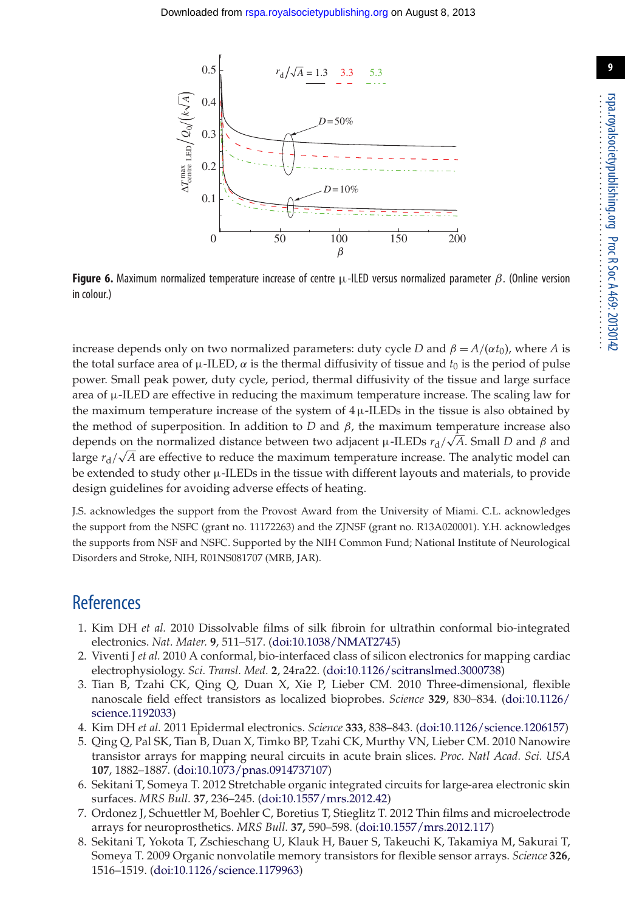**Figure 6.** Maximum normalized temperature increase of centre μ-ILED versus normalized parameter $\beta$. (Online version in colour.)

increase depends only on two normalized parameters: duty cycle $D$ and $\beta = A/(\alpha t_0)$, where $A$ is the total surface area of μ-ILED, $\alpha$ is the thermal diffusivity of tissue and $t_0$ is the period of pulse power. Small peak power, duty cycle, period, thermal diffusivity of the tissue and large surface area of μ-ILED are effective in reducing the maximum temperature increase. The scaling law for the maximum temperature increase of the system of 4 μ-ILEDs in the tissue is also obtained by the method of superposition. In addition to $D$ and $\beta$, the maximum temperature increase also depends on the normalized distance between two adjacent μ-ILEDs $r_d/\sqrt{A}$. Small $D$ and $\beta$ and large $r_d/\sqrt{A}$ are effective to reduce the maximum temperature increase. The analytic model can be extended to study other μ-ILEDs in the tissue with different layouts and materials, to provide design guidelines for avoiding adverse effects of heating.

J.S. acknowledges the support from the Provost Award from the University of Miami. C.L. acknowledges the support from the NSFC (grant no. 11172263) and the ZJNSF (grant no. R13A020001). Y.H. acknowledges the supports from NSF and NSFC. Supported by the NIH Common Fund; National Institute of Neurological Disorders and Stroke, NIH, R01NS081707 (MRB, JAR).

# References

1. Kim DH *et al.* 2010 Dissolvable films of silk fibroin for ultrathin conformal bio-integrated electronics. *Nat. Mater.* **9**, 511–517. (doi:10.1038/NMAT2745)
2. Viventi J *et al.* 2010 A conformal, bio-interfaced class of silicon electronics for mapping cardiac electrophysiology. *Sci. Transl. Med.* **2**, 24ra22. (doi:10.1126/scitranslmed.3000738)
3. Tian B, Tzahi CK, Qing Q, Duan X, Xie P, Lieber CM. 2010 Three-dimensional, flexible nanoscale field effect transistors as localized bioprobes. *Science* **329**, 830–834. (doi:10.1126/science.1192033)
4. Kim DH *et al.* 2011 Epidermal electronics. *Science* **333**, 838–843. (doi:10.1126/science.1206157)
5. Qing Q, Pal SK, Tian B, Duan X, Timko BP, Tzahi CK, Murthy VN, Lieber CM. 2010 Nanowire transistor arrays for mapping neural circuits in acute brain slices. *Proc. Natl Acad. Sci. USA* **107**, 1882–1887. (doi:10.1073/pnas.0914737107)
6. Sekitani T, Someya T. 2012 Stretchable organic integrated circuits for large-area electronic skin surfaces. *MRS Bull.* **37**, 236–245. (doi:10.1557/mrs.2012.42)
7. Ordonez J, Schuettler M, Boehler C, Boretius T, Stieglitz T. 2012 Thin films and microelectrode arrays for neuroprosthetics. *MRS Bull.* **37**, 590–598. (doi:10.1557/mrs.2012.117)
8. Sekitani T, Yokota T, Zschieschang U, Klauk H, Bauer S, Takeuchi K, Takamiya M, Sakurai T, Someya T. 2009 Organic nonvolatile memory transistors for flexible sensor arrays. *Science* **326**, 1516–1519. (doi:10.1126/science.1179963)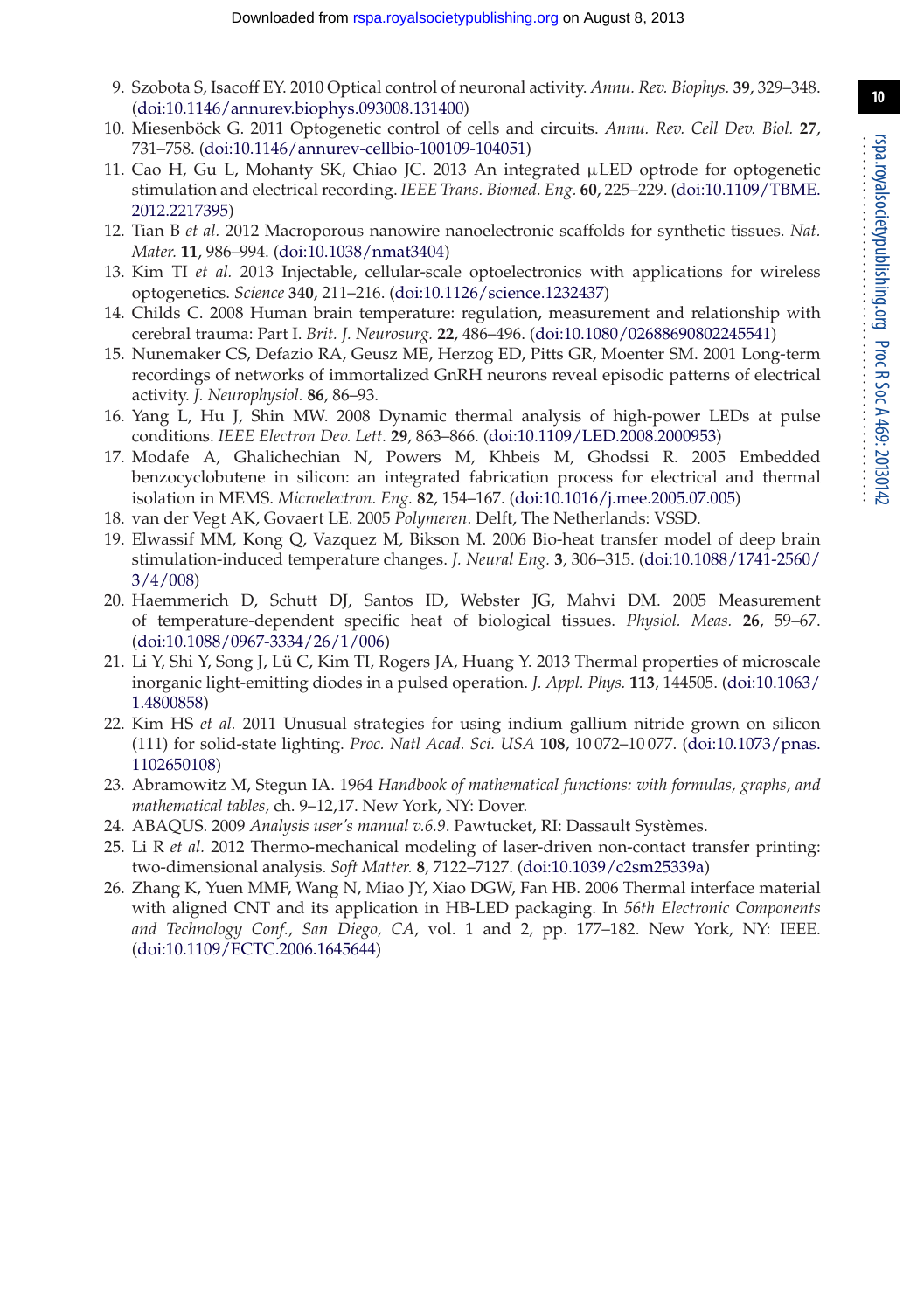9. Szobota S, Isacoff EY. 2010 Optical control of neuronal activity. *Annu. Rev. Biophys.* **39**, 329–348. (doi:10.1146/annurev.biophys.093008.131400)
10. Miesenböck G. 2011 Optogenetic control of cells and circuits. *Annu. Rev. Cell Dev. Biol.* **27**, 731–758. (doi:10.1146/annurev-cellbio-100109-104051)
11. Cao H, Gu L, Mohanty SK, Chiao JC. 2013 An integrated μLED optrode for optogenetic stimulation and electrical recording. *IEEE Trans. Biomed. Eng.* **60**, 225–229. (doi:10.1109/TBME.2012.2217395)
12. Tian B *et al.* 2012 Macroporous nanowire nanoelectronic scaffolds for synthetic tissues. *Nat. Mater.* **11**, 986–994. (doi:10.1038/nmat3404)
13. Kim TI *et al.* 2013 Injectable, cellular-scale optoelectronics with applications for wireless optogenetics. *Science* **340**, 211–216. (doi:10.1126/science.1232437)
14. Childs C. 2008 Human brain temperature: regulation, measurement and relationship with cerebral trauma: Part I. *Brit. J. Neurosurg.* **22**, 486–496. (doi:10.1080/02688690802245541)
15. Nunemaker CS, Defazio RA, Geusz ME, Herzog ED, Pitts GR, Moenter SM. 2001 Long-term recordings of networks of immortalized GnRH neurons reveal episodic patterns of electrical activity. *J. Neurophysiol.* **86**, 86–93.
16. Yang L, Hu J, Shin MW. 2008 Dynamic thermal analysis of high-power LEDs at pulse conditions. *IEEE Electron Dev. Lett.* **29**, 863–866. (doi:10.1109/LED.2008.2000953)
17. Modafe A, Ghalichechian N, Powers M, Khbeis M, Ghodssi R. 2005 Embedded benzocyclobutene in silicon: an integrated fabrication process for electrical and thermal isolation in MEMS. *Microelectron. Eng.* **82**, 154–167. (doi:10.1016/j.mee.2005.07.005)
18. van der Vegt AK, Govaert LE. 2005 *Polymeren*. Delft, The Netherlands: VSSD.
19. Elwassif MM, Kong Q, Vazquez M, Bikson M. 2006 Bio-heat transfer model of deep brain stimulation-induced temperature changes. *J. Neural Eng.* **3**, 306–315. (doi:10.1088/1741-2560/3/4/008)
20. Haemmerich D, Schutt DJ, Santos ID, Webster JG, Mahvi DM. 2005 Measurement of temperature-dependent specific heat of biological tissues. *Physiol. Meas.* **26**, 59–67. (doi:10.1088/0967-3334/26/1/006)
21. Li Y, Shi Y, Song J, Lü C, Kim TI, Rogers JA, Huang Y. 2013 Thermal properties of microscale inorganic light-emitting diodes in a pulsed operation. *J. Appl. Phys.* **113**, 144505. (doi:10.1063/1.4800858)
22. Kim HS *et al.* 2011 Unusual strategies for using indium gallium nitride grown on silicon (111) for solid-state lighting. *Proc. Natl Acad. Sci. USA* **108**, 10 072–10 077. (doi:10.1073/pnas.1102650108)
23. Abramowitz M, Stegun IA. 1964 *Handbook of mathematical functions: with formulas, graphs, and mathematical tables*, ch. 9–12,17. New York, NY: Dover.
24. ABAQUS. 2009 *Analysis user's manual v.6.9*. Pawtucket, RI: Dassault Systèmes.
25. Li R *et al.* 2012 Thermo-mechanical modeling of laser-driven non-contact transfer printing: two-dimensional analysis. *Soft Matter.* **8**, 7122–7127. (doi:10.1039/c2sm25339a)
26. Zhang K, Yuen MMF, Wang N, Miao JY, Xiao DGW, Fan HB. 2006 Thermal interface material with aligned CNT and its application in HB-LED packaging. In *56th Electronic Components and Technology Conf., San Diego, CA*, vol. 1 and 2, pp. 177–182. New York, NY: IEEE. (doi:10.1109/ECTC.2006.1645644)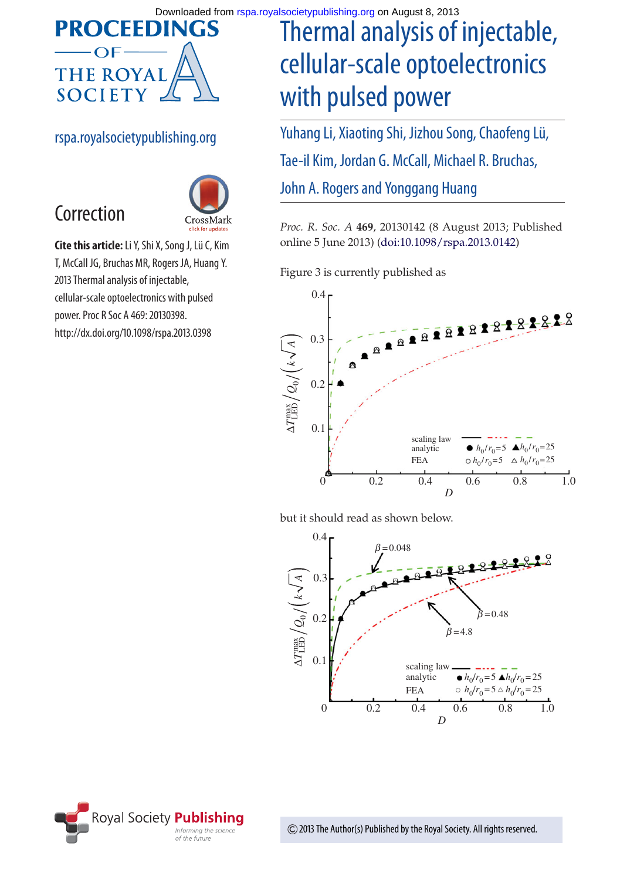# Thermal analysis of injectable, cellular-scale optoelectronics with pulsed power

Yuhang Li, Xiaoting Shi, Jizhou Song, Chaofeng Lü, Tae-il Kim, Jordan G. McCall, Michael R. Bruchas, John A. Rogers and Yonggang Huang

## Correction

**Cite this article:** Li Y, Shi X, Song J, Lü C, Kim T, McCall JG, Bruchas MR, Rogers JA, Huang Y. 2013 Thermal analysis of injectable, cellular-scale optoelectronics with pulsed power. Proc R Soc A 469: 20130398. http://dx.doi.org/10.1098/rspa.2013.0398

*Proc. R. Soc. A* **469**, 20130142 (8 August 2013; Published online 5 June 2013) (doi:10.1098/rspa.2013.0142)

Figure 3 is currently published as

but it should read as shown below.

© 2013 The Author(s) Published by the Royal Society. All rights reserved.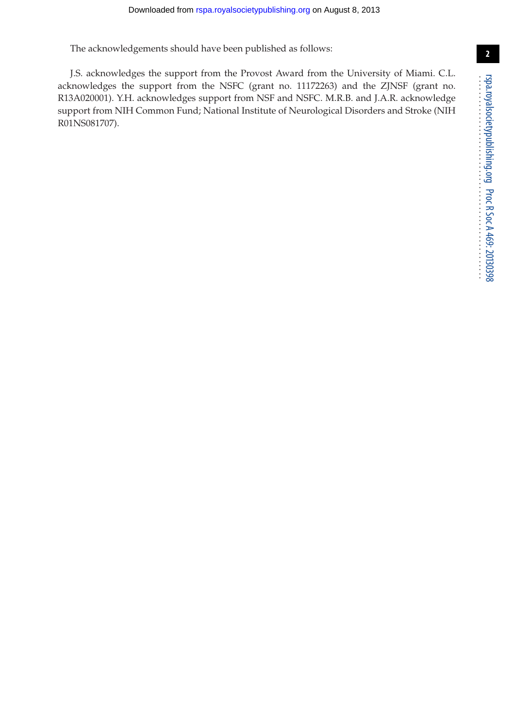The acknowledgements should have been published as follows:

J.S. acknowledges the support from the Provost Award from the University of Miami. C.L. acknowledges the support from the NSFC (grant no. 11172263) and the ZJNSF (grant no. R13A020001). Y.H. acknowledges support from NSF and NSFC. M.R.B. and J.A.R. acknowledge support from NIH Common Fund; National Institute of Neurological Disorders and Stroke (NIH R01NS081707).